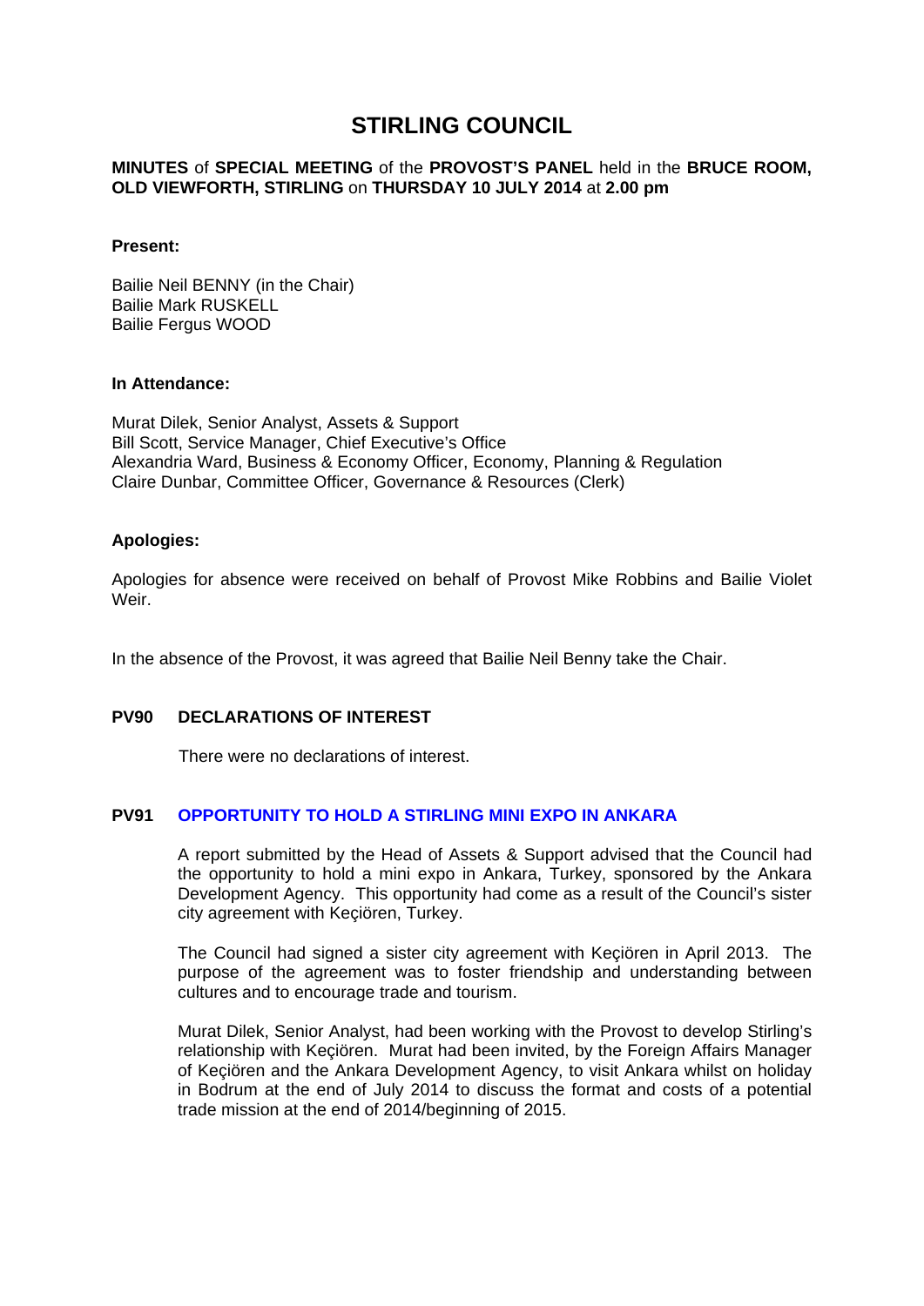# STIRLING COUNCIL

**MINUTES** of **SPECIAL MEETING** of the **PROVOST'S PANEL** held in the **BRUCE ROOM, OLD VIEWFORTH, STIRLING** on **THURSDAY 10 JULY 2014** at **2.00 pm**

**Present:**

Bailie Neil BENNY (in the Chair)
Bailie Mark RUSKELL
Bailie Fergus WOOD

**In Attendance:**

Murat Dilek, Senior Analyst, Assets & Support
Bill Scott, Service Manager, Chief Executive's Office
Alexandria Ward, Business & Economy Officer, Economy, Planning & Regulation
Claire Dunbar, Committee Officer, Governance & Resources (Clerk)

**Apologies:**

Apologies for absence were received on behalf of Provost Mike Robbins and Bailie Violet Weir.

In the absence of the Provost, it was agreed that Bailie Neil Benny take the Chair.

## PV90 DECLARATIONS OF INTEREST

There were no declarations of interest.

## PV91 OPPORTUNITY TO HOLD A STIRLING MINI EXPO IN ANKARA

A report submitted by the Head of Assets & Support advised that the Council had the opportunity to hold a mini expo in Ankara, Turkey, sponsored by the Ankara Development Agency. This opportunity had come as a result of the Council's sister city agreement with Keçiören, Turkey.

The Council had signed a sister city agreement with Keçiören in April 2013. The purpose of the agreement was to foster friendship and understanding between cultures and to encourage trade and tourism.

Murat Dilek, Senior Analyst, had been working with the Provost to develop Stirling's relationship with Keçiören. Murat had been invited, by the Foreign Affairs Manager of Keçiören and the Ankara Development Agency, to visit Ankara whilst on holiday in Bodrum at the end of July 2014 to discuss the format and costs of a potential trade mission at the end of 2014/beginning of 2015.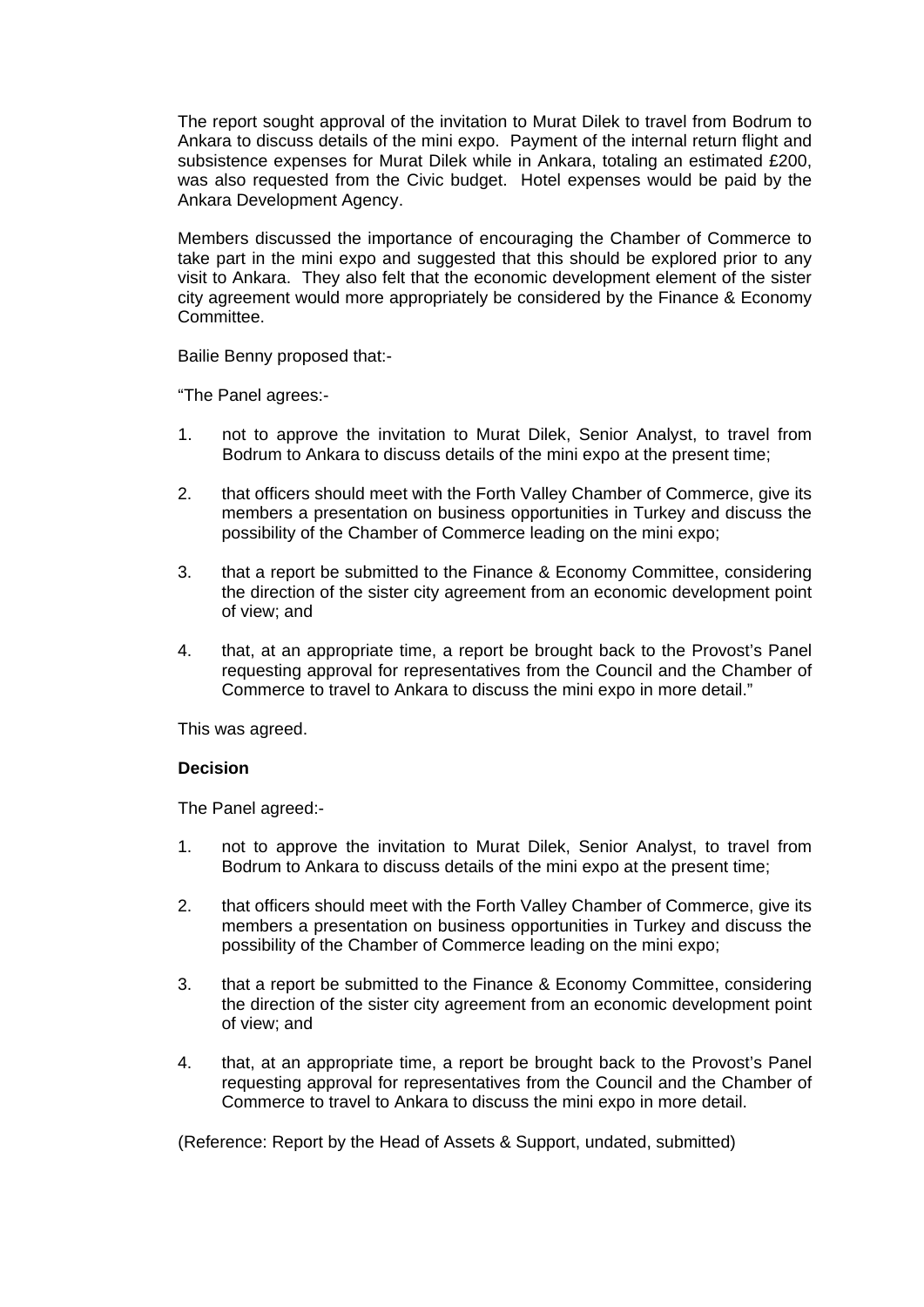The report sought approval of the invitation to Murat Dilek to travel from Bodrum to Ankara to discuss details of the mini expo. Payment of the internal return flight and subsistence expenses for Murat Dilek while in Ankara, totaling an estimated £200, was also requested from the Civic budget. Hotel expenses would be paid by the Ankara Development Agency.

Members discussed the importance of encouraging the Chamber of Commerce to take part in the mini expo and suggested that this should be explored prior to any visit to Ankara. They also felt that the economic development element of the sister city agreement would more appropriately be considered by the Finance & Economy Committee.

Bailie Benny proposed that:-

"The Panel agrees:-

1. not to approve the invitation to Murat Dilek, Senior Analyst, to travel from Bodrum to Ankara to discuss details of the mini expo at the present time;

2. that officers should meet with the Forth Valley Chamber of Commerce, give its members a presentation on business opportunities in Turkey and discuss the possibility of the Chamber of Commerce leading on the mini expo;

3. that a report be submitted to the Finance & Economy Committee, considering the direction of the sister city agreement from an economic development point of view; and

4. that, at an appropriate time, a report be brought back to the Provost's Panel requesting approval for representatives from the Council and the Chamber of Commerce to travel to Ankara to discuss the mini expo in more detail."

This was agreed.

**Decision**

The Panel agreed:-

1. not to approve the invitation to Murat Dilek, Senior Analyst, to travel from Bodrum to Ankara to discuss details of the mini expo at the present time;

2. that officers should meet with the Forth Valley Chamber of Commerce, give its members a presentation on business opportunities in Turkey and discuss the possibility of the Chamber of Commerce leading on the mini expo;

3. that a report be submitted to the Finance & Economy Committee, considering the direction of the sister city agreement from an economic development point of view; and

4. that, at an appropriate time, a report be brought back to the Provost's Panel requesting approval for representatives from the Council and the Chamber of Commerce to travel to Ankara to discuss the mini expo in more detail.

(Reference: Report by the Head of Assets & Support, undated, submitted)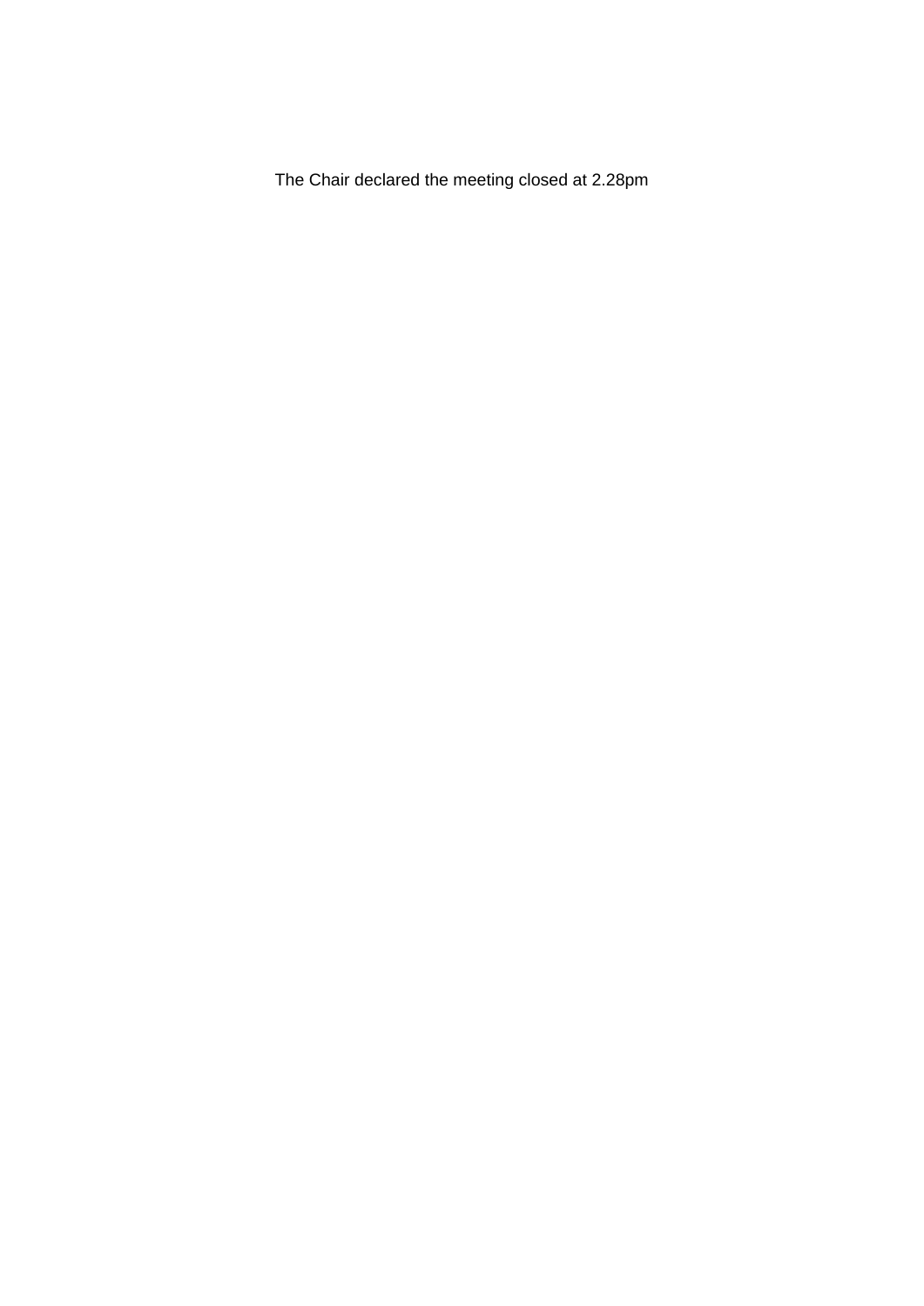The Chair declared the meeting closed at 2.28pm